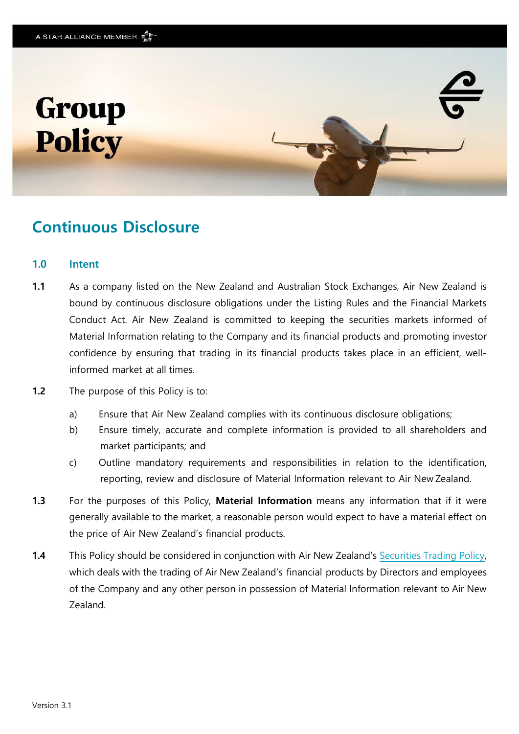A STAR ALLIANCE MEMBER

# Group Policy

## Continuous Disclosure

### 1.0 Intent

**1.1** As a company listed on the New Zealand and Australian Stock Exchanges, Air New Zealand is bound by continuous disclosure obligations under the Listing Rules and the Financial Markets Conduct Act. Air New Zealand is committed to keeping the securities markets informed of Material Information relating to the Company and its financial products and promoting investor confidence by ensuring that trading in its financial products takes place in an efficient, well-informed market at all times.

**1.2** The purpose of this Policy is to:

a) Ensure that Air New Zealand complies with its continuous disclosure obligations;

b) Ensure timely, accurate and complete information is provided to all shareholders and market participants; and

c) Outline mandatory requirements and responsibilities in relation to the identification, reporting, review and disclosure of Material Information relevant to Air New Zealand.

**1.3** For the purposes of this Policy, **Material Information** means any information that if it were generally available to the market, a reasonable person would expect to have a material effect on the price of Air New Zealand's financial products.

**1.4** This Policy should be considered in conjunction with Air New Zealand's Securities Trading Policy, which deals with the trading of Air New Zealand's financial products by Directors and employees of the Company and any other person in possession of Material Information relevant to Air New Zealand.

Version 3.1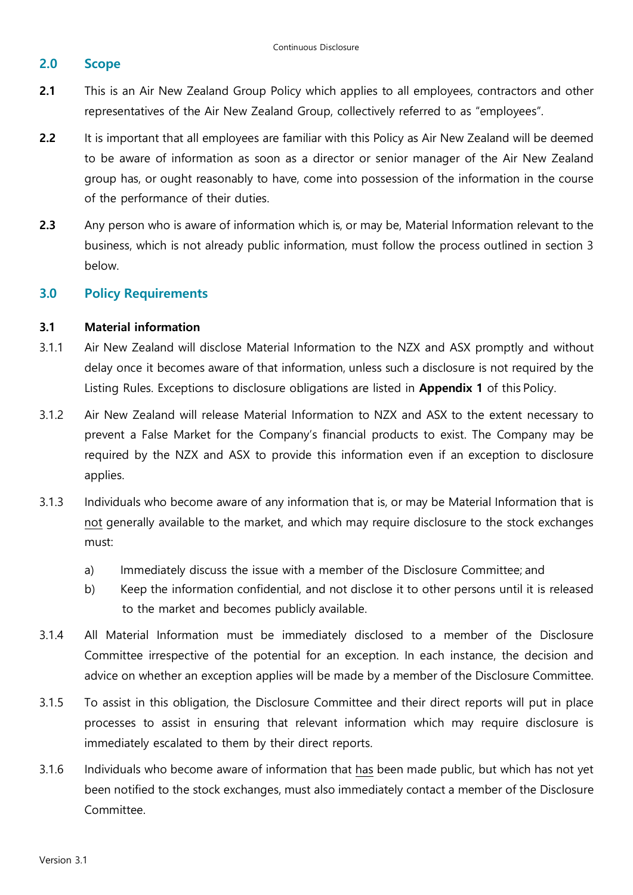## 2.0 Scope

**2.1** This is an Air New Zealand Group Policy which applies to all employees, contractors and other representatives of the Air New Zealand Group, collectively referred to as "employees".

**2.2** It is important that all employees are familiar with this Policy as Air New Zealand will be deemed to be aware of information as soon as a director or senior manager of the Air New Zealand group has, or ought reasonably to have, come into possession of the information in the course of the performance of their duties.

**2.3** Any person who is aware of information which is, or may be, Material Information relevant to the business, which is not already public information, must follow the process outlined in section 3 below.

## 3.0 Policy Requirements

### 3.1 Material information

3.1.1 Air New Zealand will disclose Material Information to the NZX and ASX promptly and without delay once it becomes aware of that information, unless such a disclosure is not required by the Listing Rules. Exceptions to disclosure obligations are listed in **Appendix 1** of this Policy.

3.1.2 Air New Zealand will release Material Information to NZX and ASX to the extent necessary to prevent a False Market for the Company's financial products to exist. The Company may be required by the NZX and ASX to provide this information even if an exception to disclosure applies.

3.1.3 Individuals who become aware of any information that is, or may be Material Information that is <u>not</u> generally available to the market, and which may require disclosure to the stock exchanges must:

a) Immediately discuss the issue with a member of the Disclosure Committee; and

b) Keep the information confidential, and not disclose it to other persons until it is released to the market and becomes publicly available.

3.1.4 All Material Information must be immediately disclosed to a member of the Disclosure Committee irrespective of the potential for an exception. In each instance, the decision and advice on whether an exception applies will be made by a member of the Disclosure Committee.

3.1.5 To assist in this obligation, the Disclosure Committee and their direct reports will put in place processes to assist in ensuring that relevant information which may require disclosure is immediately escalated to them by their direct reports.

3.1.6 Individuals who become aware of information that <u>has</u> been made public, but which has not yet been notified to the stock exchanges, must also immediately contact a member of the Disclosure Committee.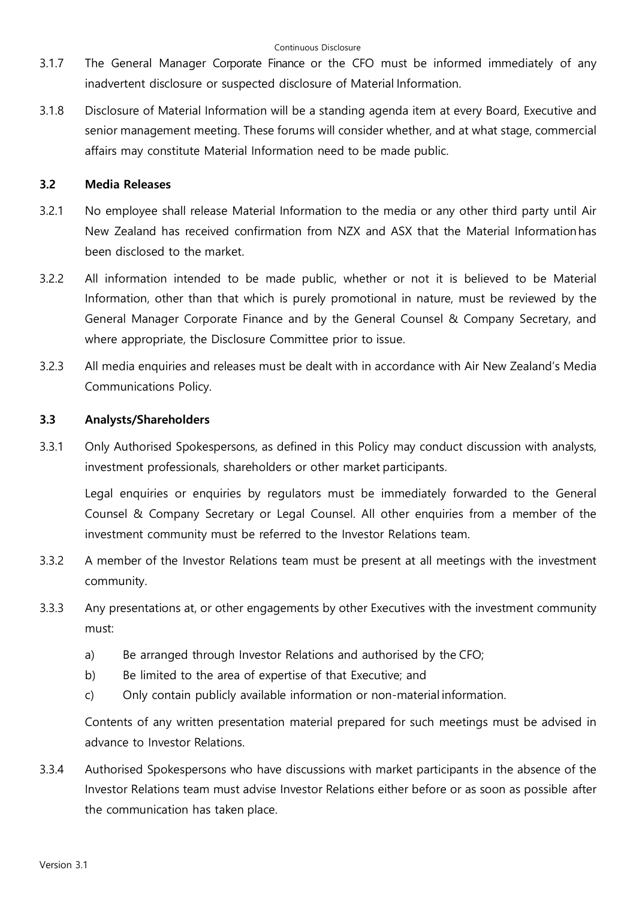3.1.7 The General Manager Corporate Finance or the CFO must be informed immediately of any inadvertent disclosure or suspected disclosure of Material Information.

3.1.8 Disclosure of Material Information will be a standing agenda item at every Board, Executive and senior management meeting. These forums will consider whether, and at what stage, commercial affairs may constitute Material Information need to be made public.

### 3.2 Media Releases

3.2.1 No employee shall release Material Information to the media or any other third party until Air New Zealand has received confirmation from NZX and ASX that the Material Information has been disclosed to the market.

3.2.2 All information intended to be made public, whether or not it is believed to be Material Information, other than that which is purely promotional in nature, must be reviewed by the General Manager Corporate Finance and by the General Counsel & Company Secretary, and where appropriate, the Disclosure Committee prior to issue.

3.2.3 All media enquiries and releases must be dealt with in accordance with Air New Zealand's Media Communications Policy.

### 3.3 Analysts/Shareholders

3.3.1 Only Authorised Spokespersons, as defined in this Policy may conduct discussion with analysts, investment professionals, shareholders or other market participants.

Legal enquiries or enquiries by regulators must be immediately forwarded to the General Counsel & Company Secretary or Legal Counsel. All other enquiries from a member of the investment community must be referred to the Investor Relations team.

3.3.2 A member of the Investor Relations team must be present at all meetings with the investment community.

3.3.3 Any presentations at, or other engagements by other Executives with the investment community must:

a) Be arranged through Investor Relations and authorised by the CFO;

b) Be limited to the area of expertise of that Executive; and

c) Only contain publicly available information or non-material information.

Contents of any written presentation material prepared for such meetings must be advised in advance to Investor Relations.

3.3.4 Authorised Spokespersons who have discussions with market participants in the absence of the Investor Relations team must advise Investor Relations either before or as soon as possible after the communication has taken place.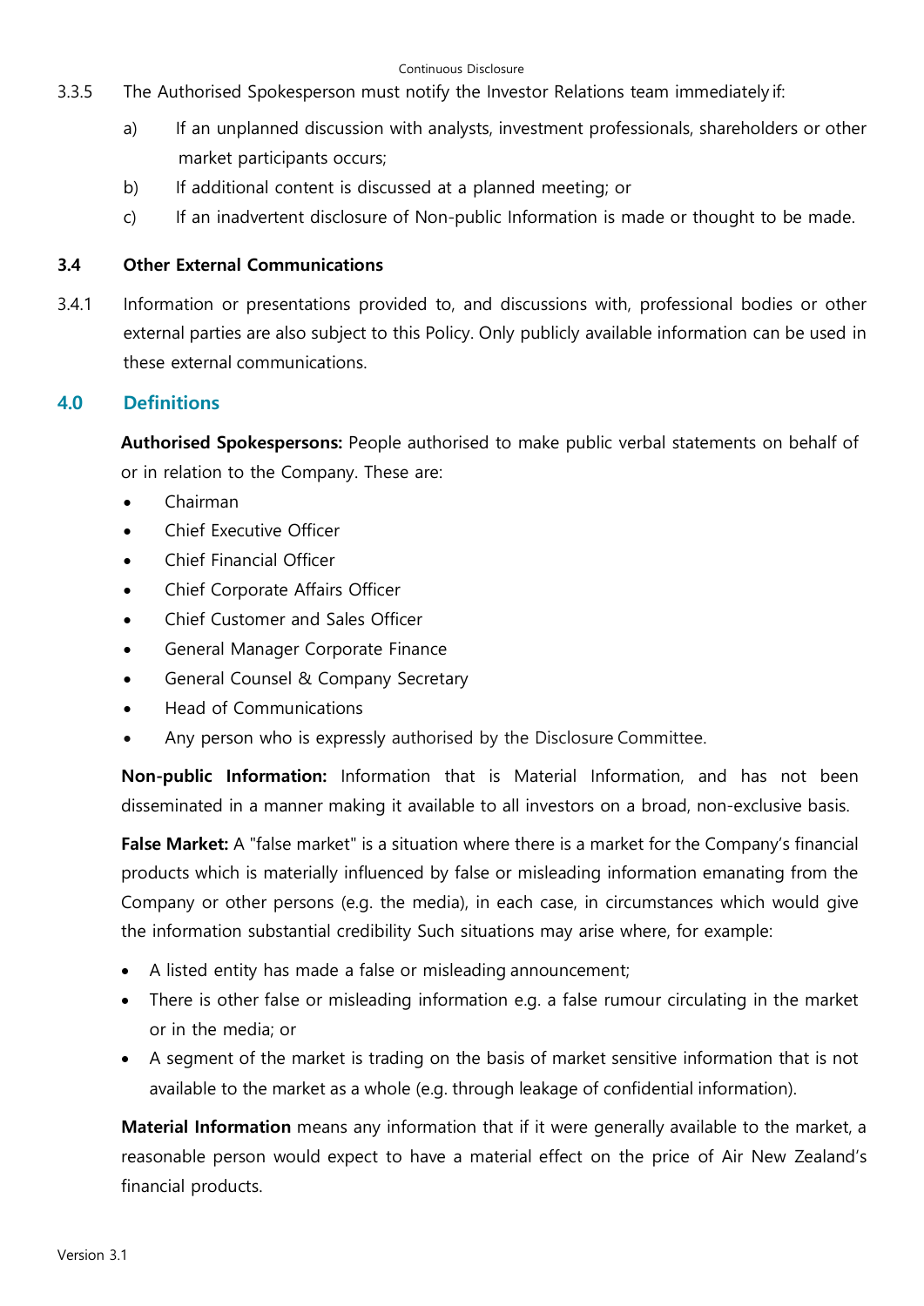3.3.5 The Authorised Spokesperson must notify the Investor Relations team immediately if:

a) If an unplanned discussion with analysts, investment professionals, shareholders or other market participants occurs;

b) If additional content is discussed at a planned meeting; or

c) If an inadvertent disclosure of Non-public Information is made or thought to be made.

### 3.4 Other External Communications

3.4.1 Information or presentations provided to, and discussions with, professional bodies or other external parties are also subject to this Policy. Only publicly available information can be used in these external communications.

## 4.0 Definitions

**Authorised Spokespersons:** People authorised to make public verbal statements on behalf of or in relation to the Company. These are:

- Chairman
- Chief Executive Officer
- Chief Financial Officer
- Chief Corporate Affairs Officer
- Chief Customer and Sales Officer
- General Manager Corporate Finance
- General Counsel & Company Secretary
- Head of Communications
- Any person who is expressly authorised by the Disclosure Committee.

**Non-public Information:** Information that is Material Information, and has not been disseminated in a manner making it available to all investors on a broad, non-exclusive basis.

**False Market:** A "false market" is a situation where there is a market for the Company's financial products which is materially influenced by false or misleading information emanating from the Company or other persons (e.g. the media), in each case, in circumstances which would give the information substantial credibility Such situations may arise where, for example:

- A listed entity has made a false or misleading announcement;
- There is other false or misleading information e.g. a false rumour circulating in the market or in the media; or
- A segment of the market is trading on the basis of market sensitive information that is not available to the market as a whole (e.g. through leakage of confidential information).

**Material Information** means any information that if it were generally available to the market, a reasonable person would expect to have a material effect on the price of Air New Zealand's financial products.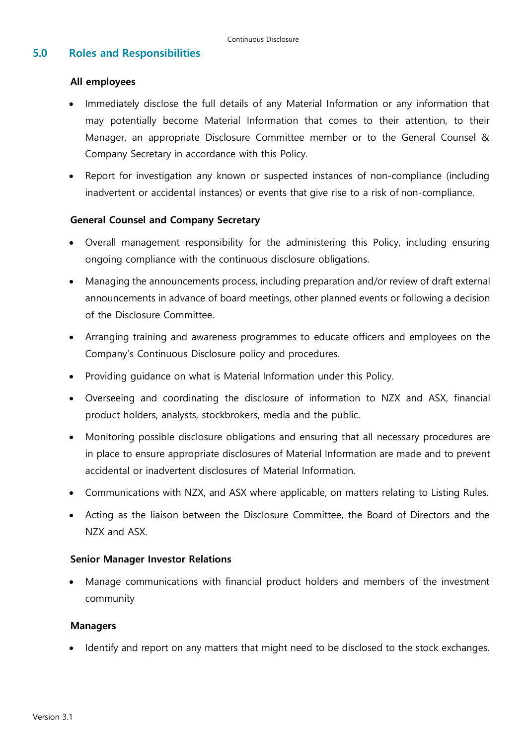## 5.0 Roles and Responsibilities

**All employees**

- Immediately disclose the full details of any Material Information or any information that may potentially become Material Information that comes to their attention, to their Manager, an appropriate Disclosure Committee member or to the General Counsel & Company Secretary in accordance with this Policy.
- Report for investigation any known or suspected instances of non-compliance (including inadvertent or accidental instances) or events that give rise to a risk of non-compliance.

**General Counsel and Company Secretary**

- Overall management responsibility for the administering this Policy, including ensuring ongoing compliance with the continuous disclosure obligations.
- Managing the announcements process, including preparation and/or review of draft external announcements in advance of board meetings, other planned events or following a decision of the Disclosure Committee.
- Arranging training and awareness programmes to educate officers and employees on the Company's Continuous Disclosure policy and procedures.
- Providing guidance on what is Material Information under this Policy.
- Overseeing and coordinating the disclosure of information to NZX and ASX, financial product holders, analysts, stockbrokers, media and the public.
- Monitoring possible disclosure obligations and ensuring that all necessary procedures are in place to ensure appropriate disclosures of Material Information are made and to prevent accidental or inadvertent disclosures of Material Information.
- Communications with NZX, and ASX where applicable, on matters relating to Listing Rules.
- Acting as the liaison between the Disclosure Committee, the Board of Directors and the NZX and ASX.

**Senior Manager Investor Relations**

- Manage communications with financial product holders and members of the investment community

**Managers**

- Identify and report on any matters that might need to be disclosed to the stock exchanges.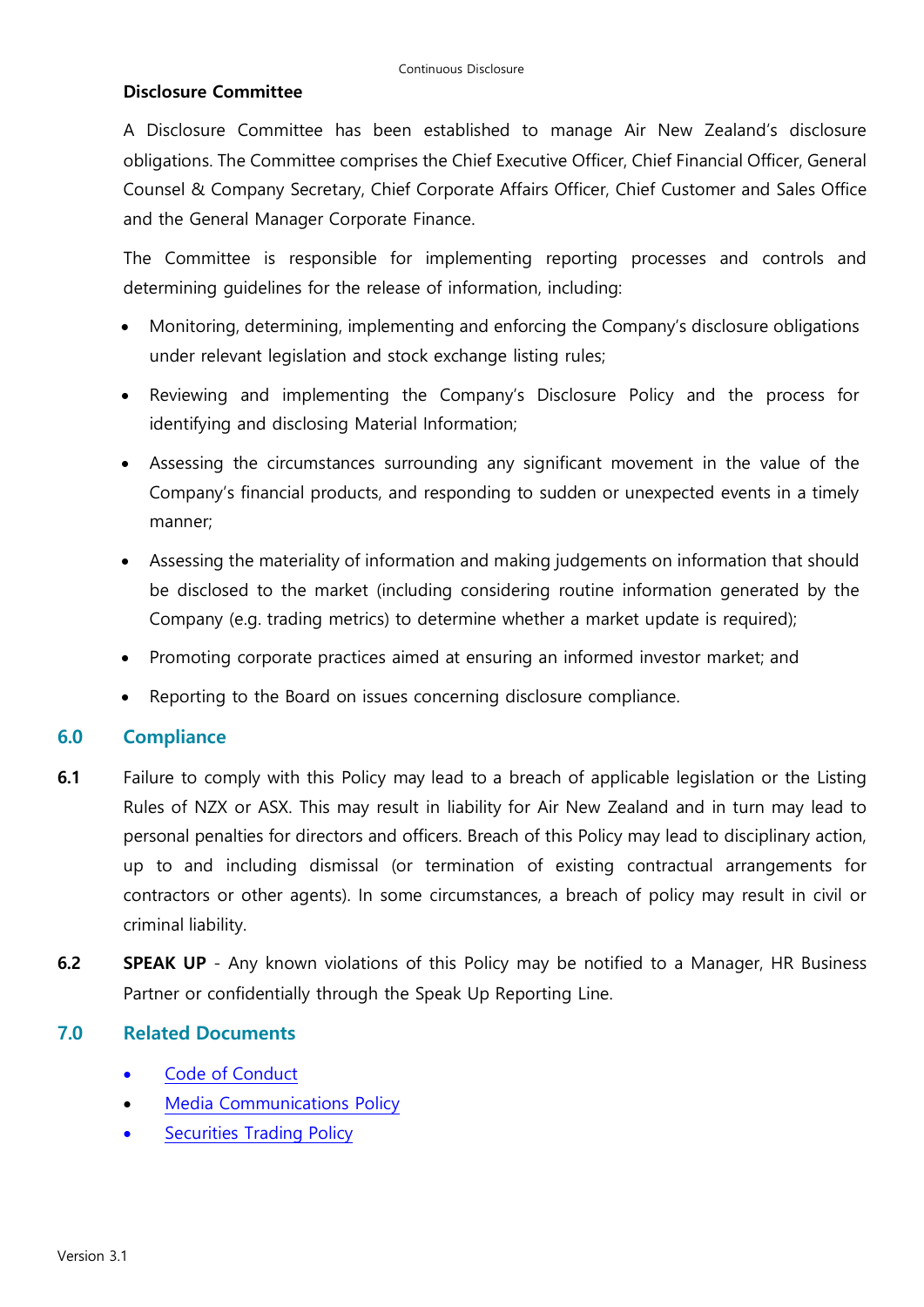### Disclosure Committee

A Disclosure Committee has been established to manage Air New Zealand's disclosure obligations. The Committee comprises the Chief Executive Officer, Chief Financial Officer, General Counsel & Company Secretary, Chief Corporate Affairs Officer, Chief Customer and Sales Office and the General Manager Corporate Finance.

The Committee is responsible for implementing reporting processes and controls and determining guidelines for the release of information, including:

- Monitoring, determining, implementing and enforcing the Company's disclosure obligations under relevant legislation and stock exchange listing rules;
- Reviewing and implementing the Company's Disclosure Policy and the process for identifying and disclosing Material Information;
- Assessing the circumstances surrounding any significant movement in the value of the Company's financial products, and responding to sudden or unexpected events in a timely manner;
- Assessing the materiality of information and making judgements on information that should be disclosed to the market (including considering routine information generated by the Company (e.g. trading metrics) to determine whether a market update is required);
- Promoting corporate practices aimed at ensuring an informed investor market; and
- Reporting to the Board on issues concerning disclosure compliance.

## 6.0 Compliance

**6.1** Failure to comply with this Policy may lead to a breach of applicable legislation or the Listing Rules of NZX or ASX. This may result in liability for Air New Zealand and in turn may lead to personal penalties for directors and officers. Breach of this Policy may lead to disciplinary action, up to and including dismissal (or termination of existing contractual arrangements for contractors or other agents). In some circumstances, a breach of policy may result in civil or criminal liability.

**6.2** **SPEAK UP** - Any known violations of this Policy may be notified to a Manager, HR Business Partner or confidentially through the Speak Up Reporting Line.

## 7.0 Related Documents

- Code of Conduct
- Media Communications Policy
- Securities Trading Policy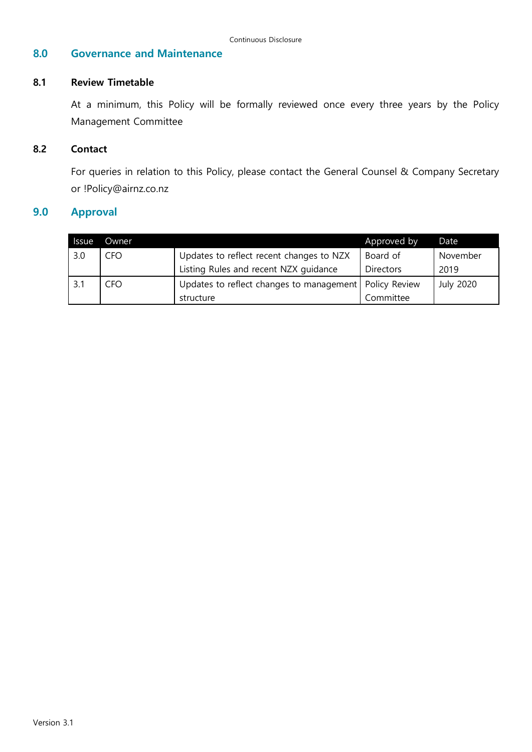## 8.0 Governance and Maintenance

### 8.1 Review Timetable

At a minimum, this Policy will be formally reviewed once every three years by the Policy Management Committee

### 8.2 Contact

For queries in relation to this Policy, please contact the General Counsel & Company Secretary or !Policy@airnz.co.nz

## 9.0 Approval

| Issue | Owner | | Approved by | Date |
|---|---|---|---|---|
| 3.0 | CFO | Updates to reflect recent changes to NZX Listing Rules and recent NZX guidance | Board of Directors | November 2019 |
| 3.1 | CFO | Updates to reflect changes to management structure | Policy Review Committee | July 2020 |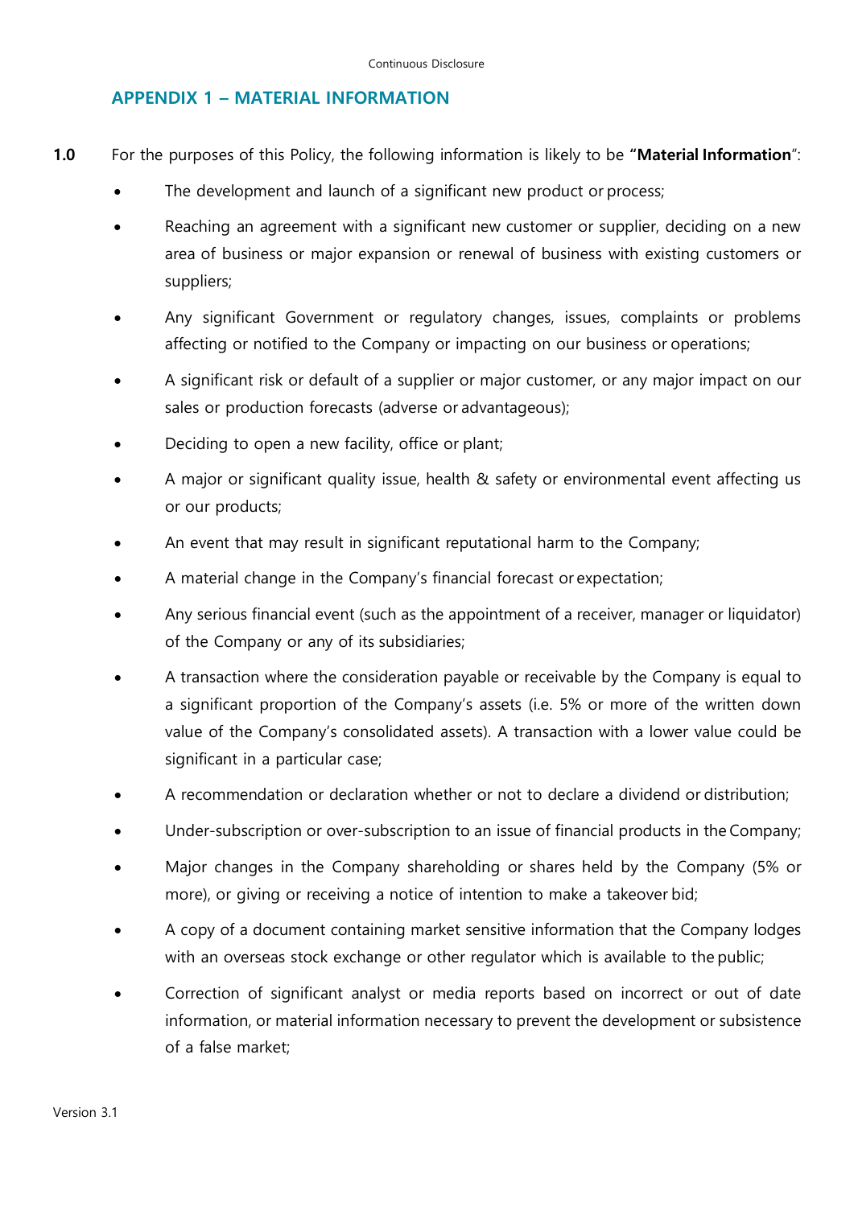## APPENDIX 1 – MATERIAL INFORMATION

**1.0** For the purposes of this Policy, the following information is likely to be **"Material Information**":

- The development and launch of a significant new product or process;
- Reaching an agreement with a significant new customer or supplier, deciding on a new area of business or major expansion or renewal of business with existing customers or suppliers;
- Any significant Government or regulatory changes, issues, complaints or problems affecting or notified to the Company or impacting on our business or operations;
- A significant risk or default of a supplier or major customer, or any major impact on our sales or production forecasts (adverse or advantageous);
- Deciding to open a new facility, office or plant;
- A major or significant quality issue, health & safety or environmental event affecting us or our products;
- An event that may result in significant reputational harm to the Company;
- A material change in the Company's financial forecast or expectation;
- Any serious financial event (such as the appointment of a receiver, manager or liquidator) of the Company or any of its subsidiaries;
- A transaction where the consideration payable or receivable by the Company is equal to a significant proportion of the Company's assets (i.e. 5% or more of the written down value of the Company's consolidated assets). A transaction with a lower value could be significant in a particular case;
- A recommendation or declaration whether or not to declare a dividend or distribution;
- Under-subscription or over-subscription to an issue of financial products in the Company;
- Major changes in the Company shareholding or shares held by the Company (5% or more), or giving or receiving a notice of intention to make a takeover bid;
- A copy of a document containing market sensitive information that the Company lodges with an overseas stock exchange or other regulator which is available to the public;
- Correction of significant analyst or media reports based on incorrect or out of date information, or material information necessary to prevent the development or subsistence of a false market;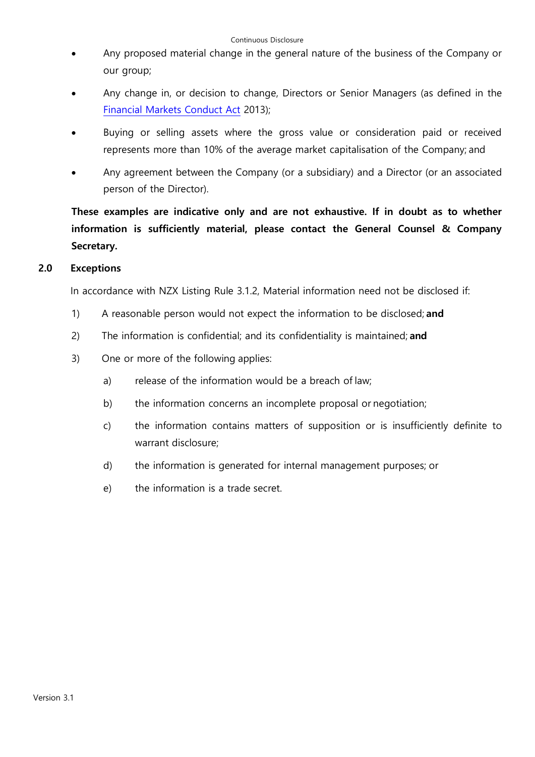- Any proposed material change in the general nature of the business of the Company or our group;
- Any change in, or decision to change, Directors or Senior Managers (as defined in the Financial Markets Conduct Act 2013);
- Buying or selling assets where the gross value or consideration paid or received represents more than 10% of the average market capitalisation of the Company; and
- Any agreement between the Company (or a subsidiary) and a Director (or an associated person of the Director).

**These examples are indicative only and are not exhaustive. If in doubt as to whether information is sufficiently material, please contact the General Counsel & Company Secretary.**

## 2.0 Exceptions

In accordance with NZX Listing Rule 3.1.2, Material information need not be disclosed if:

1) A reasonable person would not expect the information to be disclosed; **and**
2) The information is confidential; and its confidentiality is maintained; **and**
3) One or more of the following applies:
    a) release of the information would be a breach of law;
    b) the information concerns an incomplete proposal or negotiation;
    c) the information contains matters of supposition or is insufficiently definite to warrant disclosure;
    d) the information is generated for internal management purposes; or
    e) the information is a trade secret.